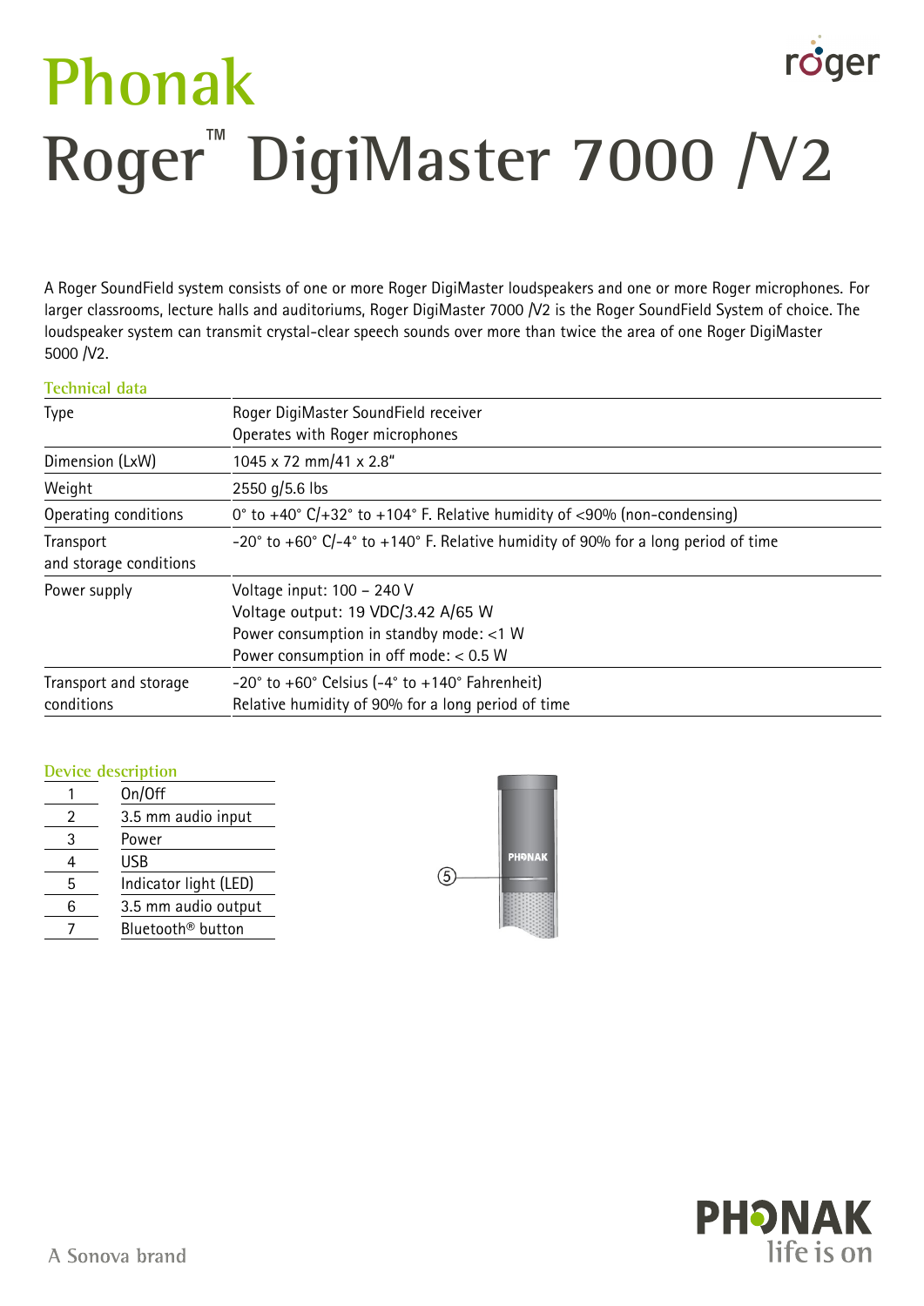# Phonak

# Roger™ DigiMaster 7000 /V2

A Roger SoundField system consists of one or more Roger DigiMaster loudspeakers and one or more Roger microphones. For larger classrooms, lecture halls and auditoriums, Roger DigiMaster 7000 /V2 is the Roger SoundField System of choice. The loudspeaker system can transmit crystal-clear speech sounds over more than twice the area of one Roger DigiMaster 5000 /V2.

## Technical data

| | |
|---|---|
| Type | Roger DigiMaster SoundField receiver<br>Operates with Roger microphones |
| Dimension (LxW) | 1045 x 72 mm/41 x 2.8" |
| Weight | 2550 g/5.6 lbs |
| Operating conditions | 0° to +40° C/+32° to +104° F. Relative humidity of <90% (non-condensing) |
| Transport and storage conditions | -20° to +60° C/-4° to +140° F. Relative humidity of 90% for a long period of time |
| Power supply | Voltage input: 100 – 240 V<br>Voltage output: 19 VDC/3.42 A/65 W<br>Power consumption in standby mode: <1 W<br>Power consumption in off mode: < 0.5 W |
| Transport and storage conditions | -20° to +60° Celsius (-4° to +140° Fahrenheit)<br>Relative humidity of 90% for a long period of time |

## Device description

| | |
|---|---|
| 1 | On/Off |
| 2 | 3.5 mm audio input |
| 3 | Power |
| 4 | USB |
| 5 | Indicator light (LED) |
| 6 | 3.5 mm audio output |
| 7 | Bluetooth® button |

A Sonova brand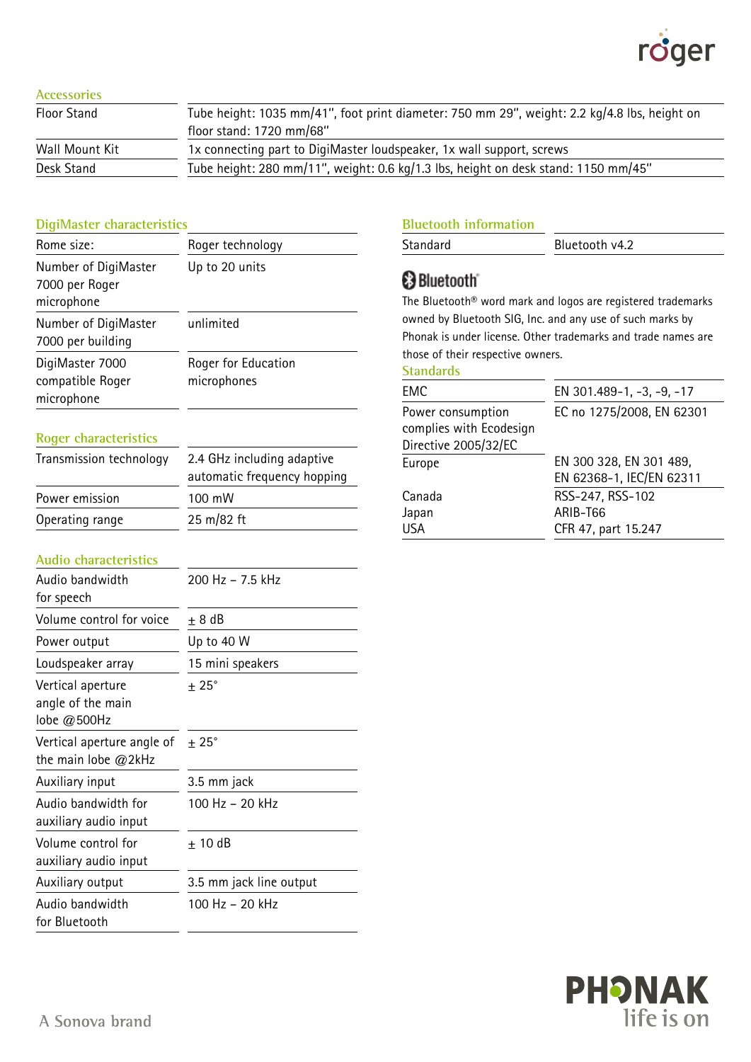## Accessories

| | |
|---|---|
| Floor Stand | Tube height: 1035 mm/41", foot print diameter: 750 mm 29", weight: 2.2 kg/4.8 lbs, height on floor stand: 1720 mm/68" |
| Wall Mount Kit | 1x connecting part to DigiMaster loudspeaker, 1x wall support, screws |
| Desk Stand | Tube height: 280 mm/11", weight: 0.6 kg/1.3 lbs, height on desk stand: 1150 mm/45" |

## DigiMaster characteristics

| | |
|---|---|
| Rome size: | Roger technology |
| Number of DigiMaster 7000 per Roger microphone | Up to 20 units |
| Number of DigiMaster 7000 per building | unlimited |
| DigiMaster 7000 compatible Roger microphone | Roger for Education microphones |

## Roger characteristics

| | |
|---|---|
| Transmission technology | 2.4 GHz including adaptive automatic frequency hopping |
| Power emission | 100 mW |
| Operating range | 25 m/82 ft |

## Audio characteristics

| | |
|---|---|
| Audio bandwidth for speech | 200 Hz – 7.5 kHz |
| Volume control for voice | ± 8 dB |
| Power output | Up to 40 W |
| Loudspeaker array | 15 mini speakers |
| Vertical aperture angle of the main lobe @500Hz | ± 25° |
| Vertical aperture angle of the main lobe @2kHz | ± 25° |
| Auxiliary input | 3.5 mm jack |
| Audio bandwidth for auxiliary audio input | 100 Hz – 20 kHz |
| Volume control for auxiliary audio input | ± 10 dB |
| Auxiliary output | 3.5 mm jack line output |
| Audio bandwidth for Bluetooth | 100 Hz – 20 kHz |

## Bluetooth information

| | |
|---|---|
| Standard | Bluetooth v4.2 |

Bluetooth

The Bluetooth® word mark and logos are registered trademarks owned by Bluetooth SIG, Inc. and any use of such marks by Phonak is under license. Other trademarks and trade names are those of their respective owners.

## Standards

| | |
|---|---|
| EMC | EN 301.489-1, -3, -9, -17 |
| Power consumption complies with Ecodesign Directive 2005/32/EC | EC no 1275/2008, EN 62301 |
| Europe | EN 300 328, EN 301 489, EN 62368-1, IEC/EN 62311 |
| Canada | RSS-247, RSS-102 |
| Japan | ARIB-T66 |
| USA | CFR 47, part 15.247 |

A Sonova brand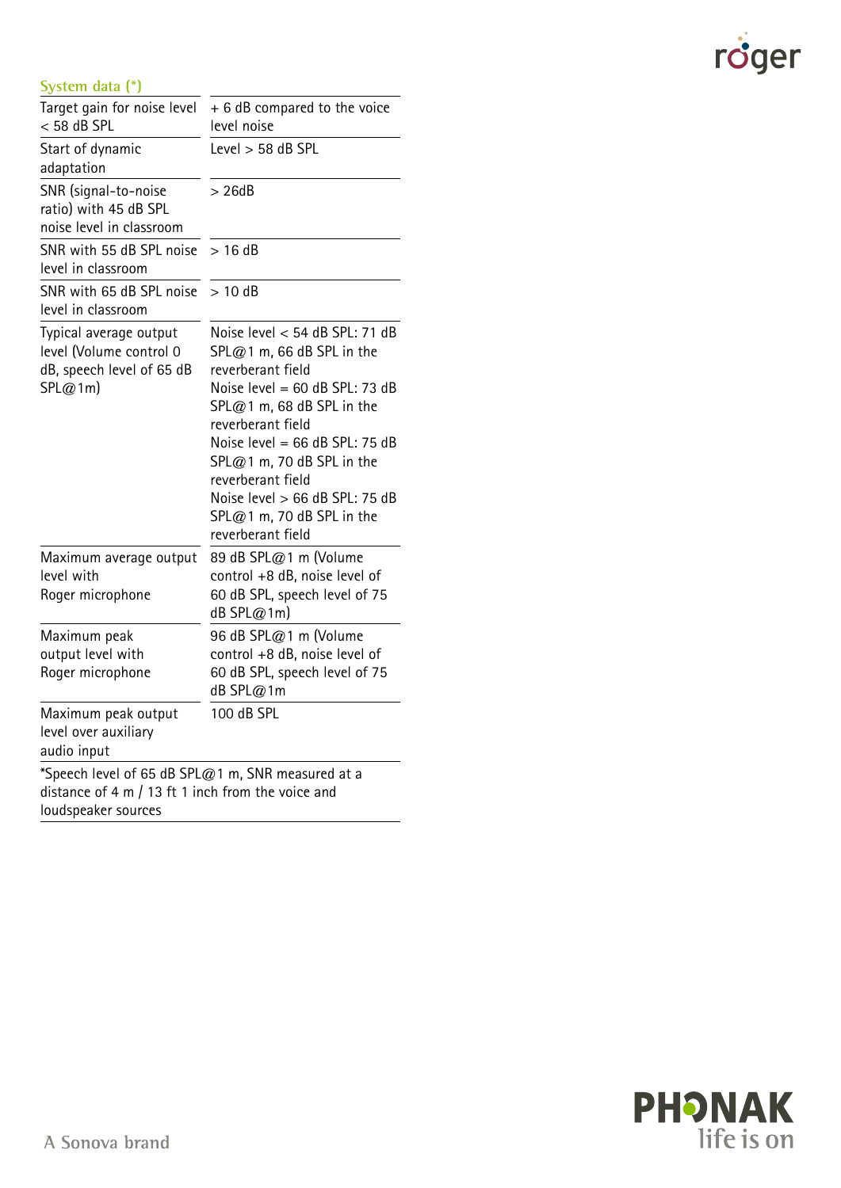## System data (*)

| | |
|---|---|
| Target gain for noise level < 58 dB SPL | + 6 dB compared to the voice level noise |
| Start of dynamic adaptation | Level > 58 dB SPL |
| SNR (signal-to-noise ratio) with 45 dB SPL noise level in classroom | > 26dB |
| SNR with 55 dB SPL noise level in classroom | > 16 dB |
| SNR with 65 dB SPL noise level in classroom | > 10 dB |
| Typical average output level (Volume control 0 dB, speech level of 65 dB SPL@1m) | Noise level < 54 dB SPL: 71 dB SPL@1 m, 66 dB SPL in the reverberant field<br>Noise level = 60 dB SPL: 73 dB SPL@1 m, 68 dB SPL in the reverberant field<br>Noise level = 66 dB SPL: 75 dB SPL@1 m, 70 dB SPL in the reverberant field<br>Noise level > 66 dB SPL: 75 dB SPL@1 m, 70 dB SPL in the reverberant field |
| Maximum average output level with Roger microphone | 89 dB SPL@1 m (Volume control +8 dB, noise level of 60 dB SPL, speech level of 75 dB SPL@1m) |
| Maximum peak output level with Roger microphone | 96 dB SPL@1 m (Volume control +8 dB, noise level of 60 dB SPL, speech level of 75 dB SPL@1m |
| Maximum peak output level over auxiliary audio input | 100 dB SPL |

*Speech level of 65 dB SPL@1 m, SNR measured at a distance of 4 m / 13 ft 1 inch from the voice and loudspeaker sources

A Sonova brand

PHONAK life is on